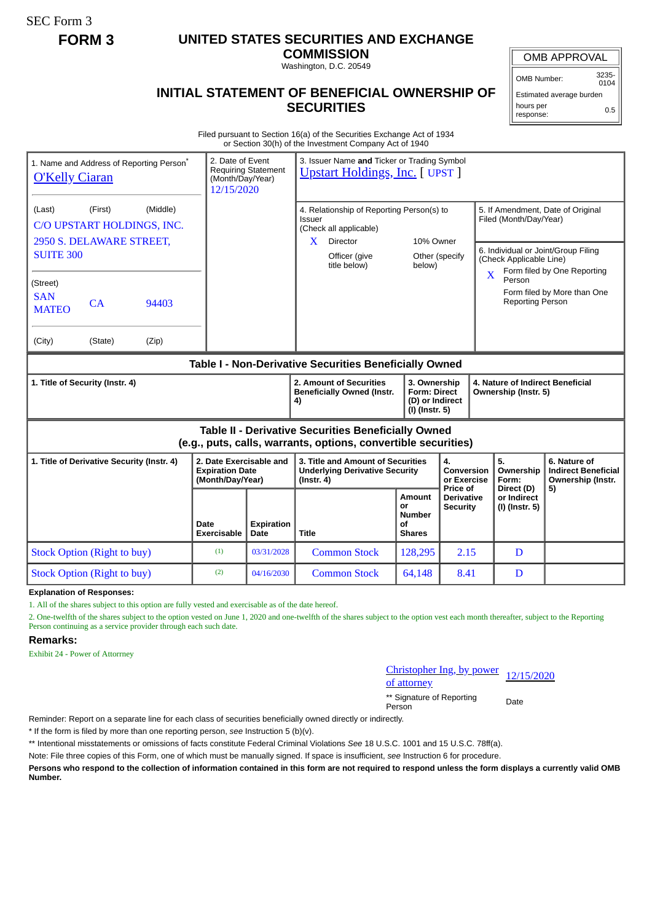SEC Form 3

**FORM 3**

# UNITED STATES SECURITIES AND EXCHANGE COMMISSION

Washington, D.C. 20549

## INITIAL STATEMENT OF BENEFICIAL OWNERSHIP OF SECURITIES

| OMB APPROVAL | |
|---|---|
| OMB Number: | 3235-0104 |
| Estimated average burden hours per response: | 0.5 |

Filed pursuant to Section 16(a) of the Securities Exchange Act of 1934 or Section 30(h) of the Investment Company Act of 1940

1. Name and Address of Reporting Person*
O'Kelly Ciaran

(Last) (First) (Middle)
C/O UPSTART HOLDINGS, INC.
2950 S. DELAWARE STREET, SUITE 300

(Street)
SAN MATEO CA 94403

(City) (State) (Zip)

2. Date of Event Requiring Statement (Month/Day/Year)
12/15/2020

3. Issuer Name and Ticker or Trading Symbol
Upstart Holdings, Inc. [ UPST ]

4. Relationship of Reporting Person(s) to Issuer (Check all applicable)
X Director
10% Owner
Officer (give title below)
Other (specify below)

5. If Amendment, Date of Original Filed (Month/Day/Year)

6. Individual or Joint/Group Filing (Check Applicable Line)
X Form filed by One Reporting Person
Form filed by More than One Reporting Person

### Table I - Non-Derivative Securities Beneficially Owned

| 1. Title of Security (Instr. 4) | 2. Amount of Securities Beneficially Owned (Instr. 4) | 3. Ownership Form: Direct (D) or Indirect (I) (Instr. 5) | 4. Nature of Indirect Beneficial Ownership (Instr. 5) |
|---|---|---|---|

### Table II - Derivative Securities Beneficially Owned (e.g., puts, calls, warrants, options, convertible securities)

| 1. Title of Derivative Security (Instr. 4) | 2. Date Exercisable and Expiration Date (Month/Day/Year) | | 3. Title and Amount of Securities Underlying Derivative Security (Instr. 4) | | 4. Conversion or Exercise Price of Derivative Security | 5. Ownership Form: Direct (D) or Indirect (I) (Instr. 5) | 6. Nature of Indirect Beneficial Ownership (Instr. 5) |
|---|---|---|---|---|---|---|---|
| | Date Exercisable | Expiration Date | Title | Amount or Number of Shares | | | |
| Stock Option (Right to buy) | (1) | 03/31/2028 | Common Stock | 128,295 | 2.15 | D | |
| Stock Option (Right to buy) | (2) | 04/16/2030 | Common Stock | 64,148 | 8.41 | D | |

**Explanation of Responses:**

1. All of the shares subject to this option are fully vested and exercisable as of the date hereof.

2. One-twelfth of the shares subject to the option vested on June 1, 2020 and one-twelfth of the shares subject to the option vest each month thereafter, subject to the Reporting Person continuing as a service provider through each such date.

**Remarks:**

Exhibit 24 - Power of Attorney

Christopher Ing, by power of attorney 12/15/2020

** Signature of Reporting Person Date

Reminder: Report on a separate line for each class of securities beneficially owned directly or indirectly.

* If the form is filed by more than one reporting person, *see* Instruction 5 (b)(v).

** Intentional misstatements or omissions of facts constitute Federal Criminal Violations *See* 18 U.S.C. 1001 and 15 U.S.C. 78ff(a).

Note: File three copies of this Form, one of which must be manually signed. If space is insufficient, *see* Instruction 6 for procedure.

**Persons who respond to the collection of information contained in this form are not required to respond unless the form displays a currently valid OMB Number.**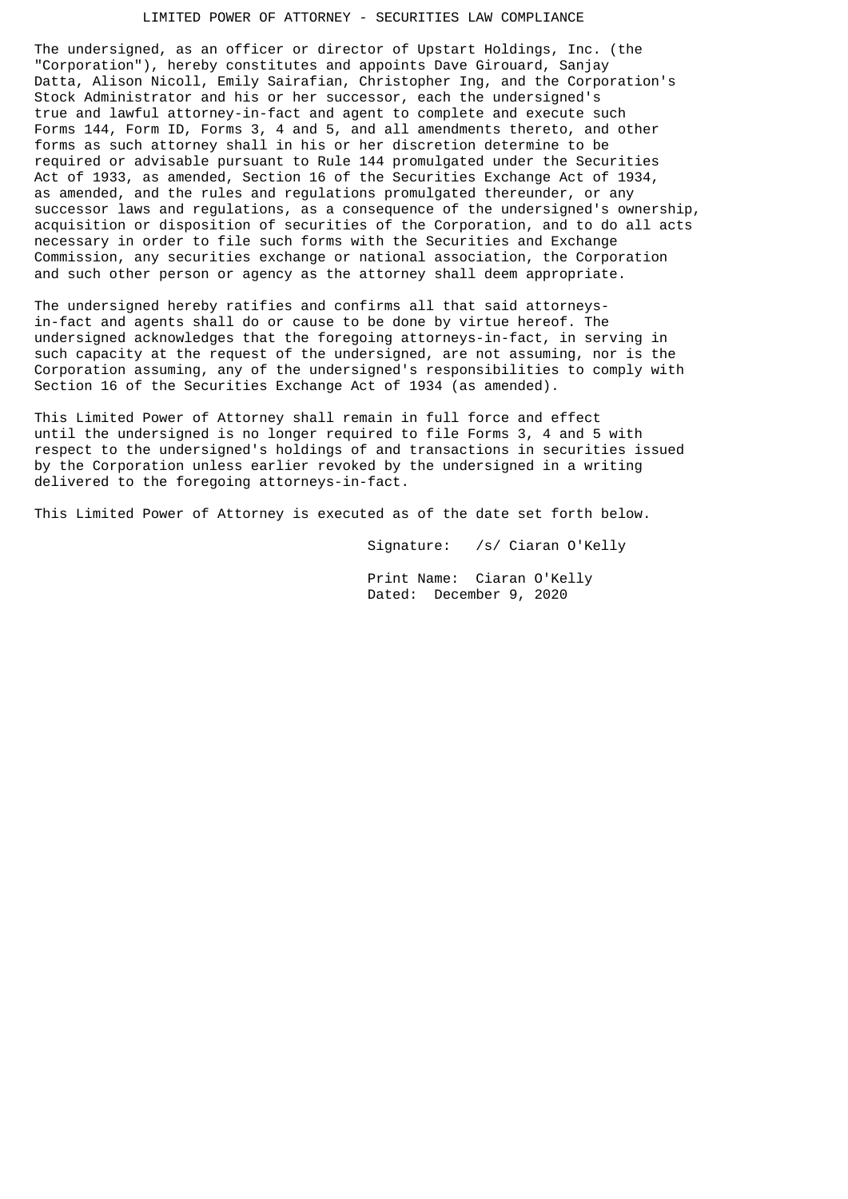# LIMITED POWER OF ATTORNEY - SECURITIES LAW COMPLIANCE

The undersigned, as an officer or director of Upstart Holdings, Inc. (the "Corporation"), hereby constitutes and appoints Dave Girouard, Sanjay Datta, Alison Nicoll, Emily Sairafian, Christopher Ing, and the Corporation's Stock Administrator and his or her successor, each the undersigned's true and lawful attorney-in-fact and agent to complete and execute such Forms 144, Form ID, Forms 3, 4 and 5, and all amendments thereto, and other forms as such attorney shall in his or her discretion determine to be required or advisable pursuant to Rule 144 promulgated under the Securities Act of 1933, as amended, Section 16 of the Securities Exchange Act of 1934, as amended, and the rules and regulations promulgated thereunder, or any successor laws and regulations, as a consequence of the undersigned's ownership, acquisition or disposition of securities of the Corporation, and to do all acts necessary in order to file such forms with the Securities and Exchange Commission, any securities exchange or national association, the Corporation and such other person or agency as the attorney shall deem appropriate.

The undersigned hereby ratifies and confirms all that said attorneys-in-fact and agents shall do or cause to be done by virtue hereof. The undersigned acknowledges that the foregoing attorneys-in-fact, in serving in such capacity at the request of the undersigned, are not assuming, nor is the Corporation assuming, any of the undersigned's responsibilities to comply with Section 16 of the Securities Exchange Act of 1934 (as amended).

This Limited Power of Attorney shall remain in full force and effect until the undersigned is no longer required to file Forms 3, 4 and 5 with respect to the undersigned's holdings of and transactions in securities issued by the Corporation unless earlier revoked by the undersigned in a writing delivered to the foregoing attorneys-in-fact.

This Limited Power of Attorney is executed as of the date set forth below.

Signature: /s/ Ciaran O'Kelly

Print Name: Ciaran O'Kelly
Dated: December 9, 2020